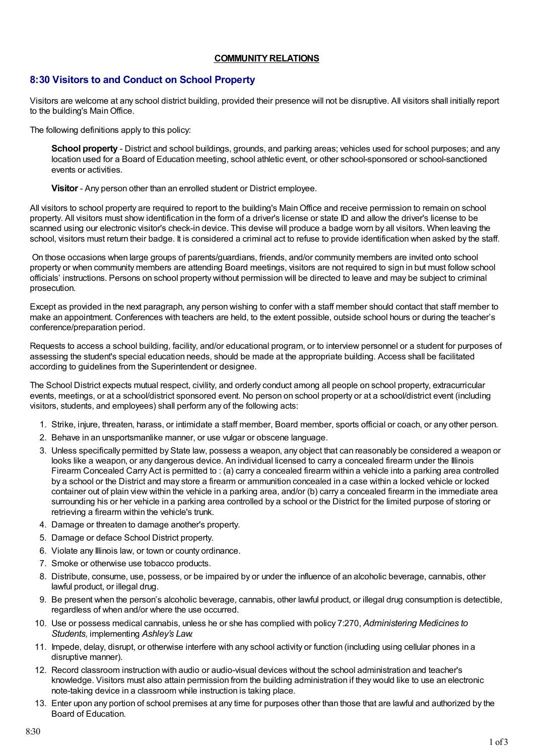**COMMUNITY RELATIONS**

## 8:30 Visitors to and Conduct on School Property

Visitors are welcome at any school district building, provided their presence will not be disruptive. All visitors shall initially report to the building's Main Office.

The following definitions apply to this policy:

> **School property** - District and school buildings, grounds, and parking areas; vehicles used for school purposes; and any location used for a Board of Education meeting, school athletic event, or other school-sponsored or school-sanctioned events or activities.
>
> **Visitor** - Any person other than an enrolled student or District employee.

All visitors to school property are required to report to the building's Main Office and receive permission to remain on school property. All visitors must show identification in the form of a driver's license or state ID and allow the driver's license to be scanned using our electronic visitor's check-in device. This devise will produce a badge worn by all visitors. When leaving the school, visitors must return their badge. It is considered a criminal act to refuse to provide identification when asked by the staff.

On those occasions when large groups of parents/guardians, friends, and/or community members are invited onto school property or when community members are attending Board meetings, visitors are not required to sign in but must follow school officials' instructions. Persons on school property without permission will be directed to leave and may be subject to criminal prosecution.

Except as provided in the next paragraph, any person wishing to confer with a staff member should contact that staff member to make an appointment. Conferences with teachers are held, to the extent possible, outside school hours or during the teacher's conference/preparation period.

Requests to access a school building, facility, and/or educational program, or to interview personnel or a student for purposes of assessing the student's special education needs, should be made at the appropriate building. Access shall be facilitated according to guidelines from the Superintendent or designee.

The School District expects mutual respect, civility, and orderly conduct among all people on school property, extracurricular events, meetings, or at a school/district sponsored event. No person on school property or at a school/district event (including visitors, students, and employees) shall perform any of the following acts:

1. Strike, injure, threaten, harass, or intimidate a staff member, Board member, sports official or coach, or any other person.
2. Behave in an unsportsmanlike manner, or use vulgar or obscene language.
3. Unless specifically permitted by State law, possess a weapon, any object that can reasonably be considered a weapon or looks like a weapon, or any dangerous device. An individual licensed to carry a concealed firearm under the Illinois Firearm Concealed Carry Act is permitted to : (a) carry a concealed firearm within a vehicle into a parking area controlled by a school or the District and may store a firearm or ammunition concealed in a case within a locked vehicle or locked container out of plain view within the vehicle in a parking area, and/or (b) carry a concealed firearm in the immediate area surrounding his or her vehicle in a parking area controlled by a school or the District for the limited purpose of storing or retrieving a firearm within the vehicle's trunk.
4. Damage or threaten to damage another's property.
5. Damage or deface School District property.
6. Violate any Illinois law, or town or county ordinance.
7. Smoke or otherwise use tobacco products.
8. Distribute, consume, use, possess, or be impaired by or under the influence of an alcoholic beverage, cannabis, other lawful product, or illegal drug.
9. Be present when the person's alcoholic beverage, cannabis, other lawful product, or illegal drug consumption is detectible, regardless of when and/or where the use occurred.
10. Use or possess medical cannabis, unless he or she has complied with policy 7:270, *Administering Medicines to Students*, implementing *Ashley's Law*.
11. Impede, delay, disrupt, or otherwise interfere with any school activity or function (including using cellular phones in a disruptive manner).
12. Record classroom instruction with audio or audio-visual devices without the school administration and teacher's knowledge. Visitors must also attain permission from the building administration if they would like to use an electronic note-taking device in a classroom while instruction is taking place.
13. Enter upon any portion of school premises at any time for purposes other than those that are lawful and authorized by the Board of Education.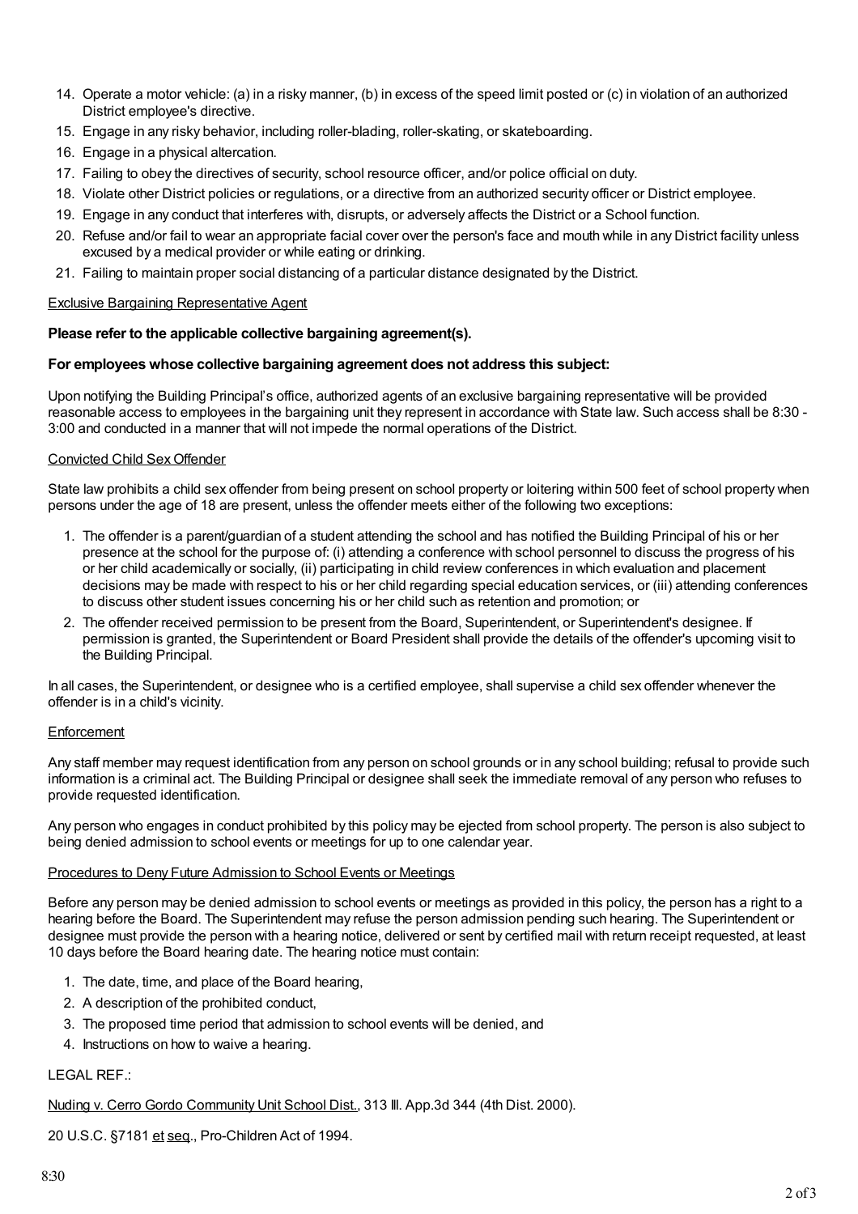14. Operate a motor vehicle: (a) in a risky manner, (b) in excess of the speed limit posted or (c) in violation of an authorized District employee's directive.
15. Engage in any risky behavior, including roller-blading, roller-skating, or skateboarding.
16. Engage in a physical altercation.
17. Failing to obey the directives of security, school resource officer, and/or police official on duty.
18. Violate other District policies or regulations, or a directive from an authorized security officer or District employee.
19. Engage in any conduct that interferes with, disrupts, or adversely affects the District or a School function.
20. Refuse and/or fail to wear an appropriate facial cover over the person's face and mouth while in any District facility unless excused by a medical provider or while eating or drinking.
21. Failing to maintain proper social distancing of a particular distance designated by the District.

Exclusive Bargaining Representative Agent

**Please refer to the applicable collective bargaining agreement(s).**

**For employees whose collective bargaining agreement does not address this subject:**

Upon notifying the Building Principal's office, authorized agents of an exclusive bargaining representative will be provided reasonable access to employees in the bargaining unit they represent in accordance with State law. Such access shall be 8:30 - 3:00 and conducted in a manner that will not impede the normal operations of the District.

Convicted Child Sex Offender

State law prohibits a child sex offender from being present on school property or loitering within 500 feet of school property when persons under the age of 18 are present, unless the offender meets either of the following two exceptions:

1. The offender is a parent/guardian of a student attending the school and has notified the Building Principal of his or her presence at the school for the purpose of: (i) attending a conference with school personnel to discuss the progress of his or her child academically or socially, (ii) participating in child review conferences in which evaluation and placement decisions may be made with respect to his or her child regarding special education services, or (iii) attending conferences to discuss other student issues concerning his or her child such as retention and promotion; or
2. The offender received permission to be present from the Board, Superintendent, or Superintendent's designee. If permission is granted, the Superintendent or Board President shall provide the details of the offender's upcoming visit to the Building Principal.

In all cases, the Superintendent, or designee who is a certified employee, shall supervise a child sex offender whenever the offender is in a child's vicinity.

Enforcement

Any staff member may request identification from any person on school grounds or in any school building; refusal to provide such information is a criminal act. The Building Principal or designee shall seek the immediate removal of any person who refuses to provide requested identification.

Any person who engages in conduct prohibited by this policy may be ejected from school property. The person is also subject to being denied admission to school events or meetings for up to one calendar year.

Procedures to Deny Future Admission to School Events or Meetings

Before any person may be denied admission to school events or meetings as provided in this policy, the person has a right to a hearing before the Board. The Superintendent may refuse the person admission pending such hearing. The Superintendent or designee must provide the person with a hearing notice, delivered or sent by certified mail with return receipt requested, at least 10 days before the Board hearing date. The hearing notice must contain:

1. The date, time, and place of the Board hearing,
2. A description of the prohibited conduct,
3. The proposed time period that admission to school events will be denied, and
4. Instructions on how to waive a hearing.

LEGAL REF.:

Nuding v. Cerro Gordo Community Unit School Dist., 313 Ill. App.3d 344 (4th Dist. 2000).

20 U.S.C. §7181 et seq., Pro-Children Act of 1994.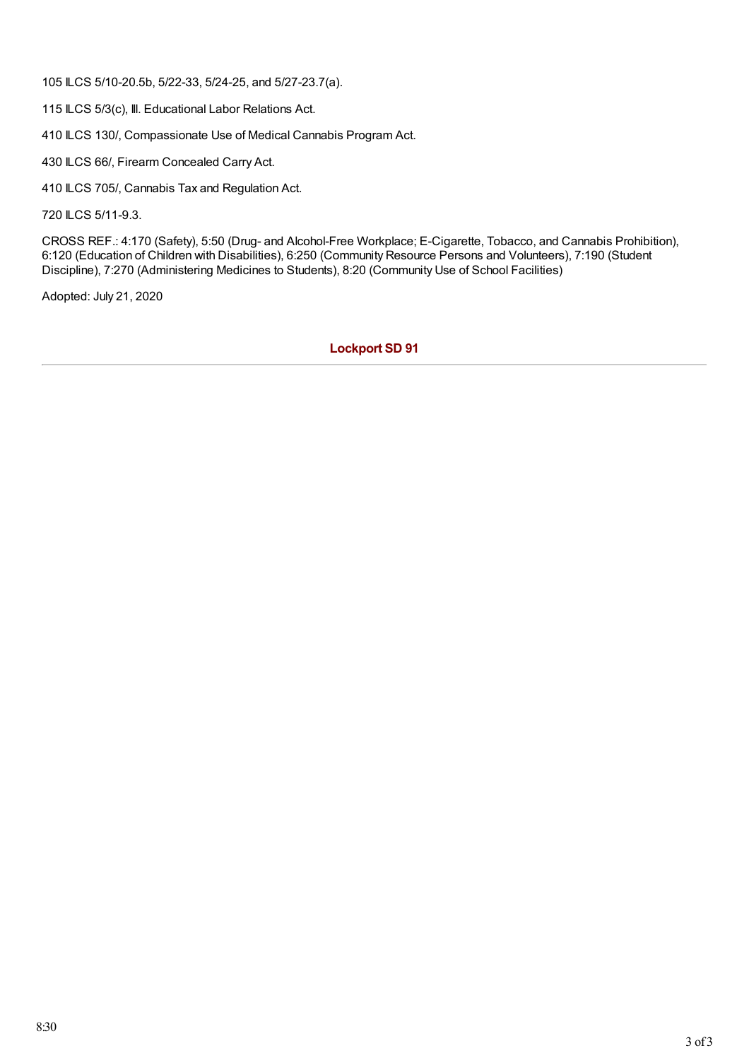105 ILCS 5/10-20.5b, 5/22-33, 5/24-25, and 5/27-23.7(a).

115 ILCS 5/3(c), Ill. Educational Labor Relations Act.

410 ILCS 130/, Compassionate Use of Medical Cannabis Program Act.

430 ILCS 66/, Firearm Concealed Carry Act.

410 ILCS 705/, Cannabis Tax and Regulation Act.

720 ILCS 5/11-9.3.

CROSS REF.: 4:170 (Safety), 5:50 (Drug- and Alcohol-Free Workplace; E-Cigarette, Tobacco, and Cannabis Prohibition), 6:120 (Education of Children with Disabilities), 6:250 (Community Resource Persons and Volunteers), 7:190 (Student Discipline), 7:270 (Administering Medicines to Students), 8:20 (Community Use of School Facilities)

Adopted: July 21, 2020

**Lockport SD 91**